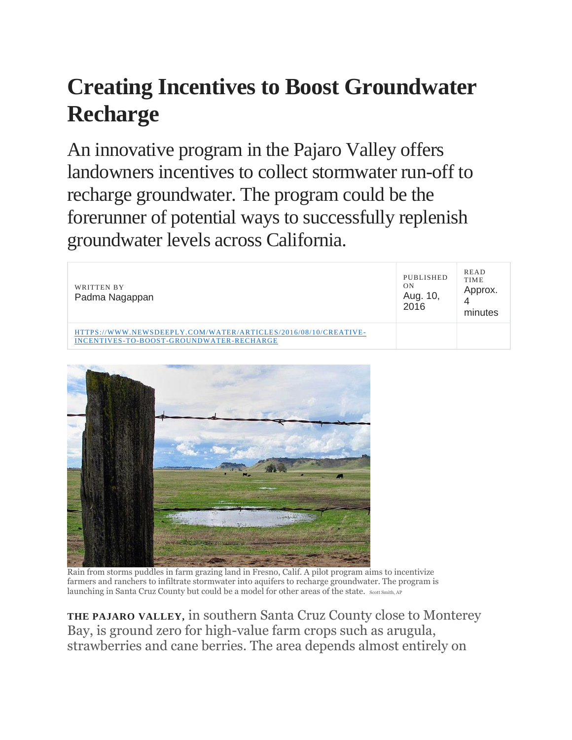# Creating Incentives to Boost Groundwater Recharge

An innovative program in the Pajaro Valley offers landowners incentives to collect stormwater run-off to recharge groundwater. The program could be the forerunner of potential ways to successfully replenish groundwater levels across California.

| WRITTEN BY<br>Padma Nagappan | PUBLISHED ON<br>Aug. 10, 2016 | READ TIME<br>Approx. 4 minutes |
| --- | --- | --- |
| [HTTPS://WWW.NEWSDEEPLY.COM/WATER/ARTICLES/2016/08/10/CREATIVE-INCENTIVES-TO-BOOST-GROUNDWATER-RECHARGE](https://www.newsdeeply.com/water/articles/2016/08/10/creative-incentives-to-boost-groundwater-recharge) | | |

Rain from storms puddles in farm grazing land in Fresno, Calif. A pilot program aims to incentivize farmers and ranchers to infiltrate stormwater into aquifers to recharge groundwater. The program is launching in Santa Cruz County but could be a model for other areas of the state. Scott Smith, AP

**THE PAJARO VALLEY,** in southern Santa Cruz County close to Monterey Bay, is ground zero for high-value farm crops such as arugula, strawberries and cane berries. The area depends almost entirely on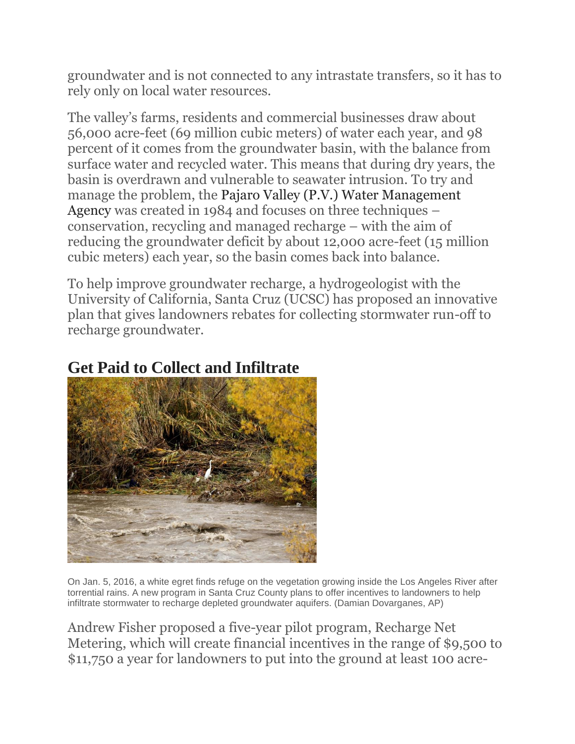groundwater and is not connected to any intrastate transfers, so it has to rely only on local water resources.

The valley's farms, residents and commercial businesses draw about 56,000 acre-feet (69 million cubic meters) of water each year, and 98 percent of it comes from the groundwater basin, with the balance from surface water and recycled water. This means that during dry years, the basin is overdrawn and vulnerable to seawater intrusion. To try and manage the problem, the Pajaro Valley (P.V.) Water Management Agency was created in 1984 and focuses on three techniques – conservation, recycling and managed recharge – with the aim of reducing the groundwater deficit by about 12,000 acre-feet (15 million cubic meters) each year, so the basin comes back into balance.

To help improve groundwater recharge, a hydrogeologist with the University of California, Santa Cruz (UCSC) has proposed an innovative plan that gives landowners rebates for collecting stormwater run-off to recharge groundwater.

## Get Paid to Collect and Infiltrate

On Jan. 5, 2016, a white egret finds refuge on the vegetation growing inside the Los Angeles River after torrential rains. A new program in Santa Cruz County plans to offer incentives to landowners to help infiltrate stormwater to recharge depleted groundwater aquifers. (Damian Dovarganes, AP)

Andrew Fisher proposed a five-year pilot program, Recharge Net Metering, which will create financial incentives in the range of $9,500 to $11,750 a year for landowners to put into the ground at least 100 acre-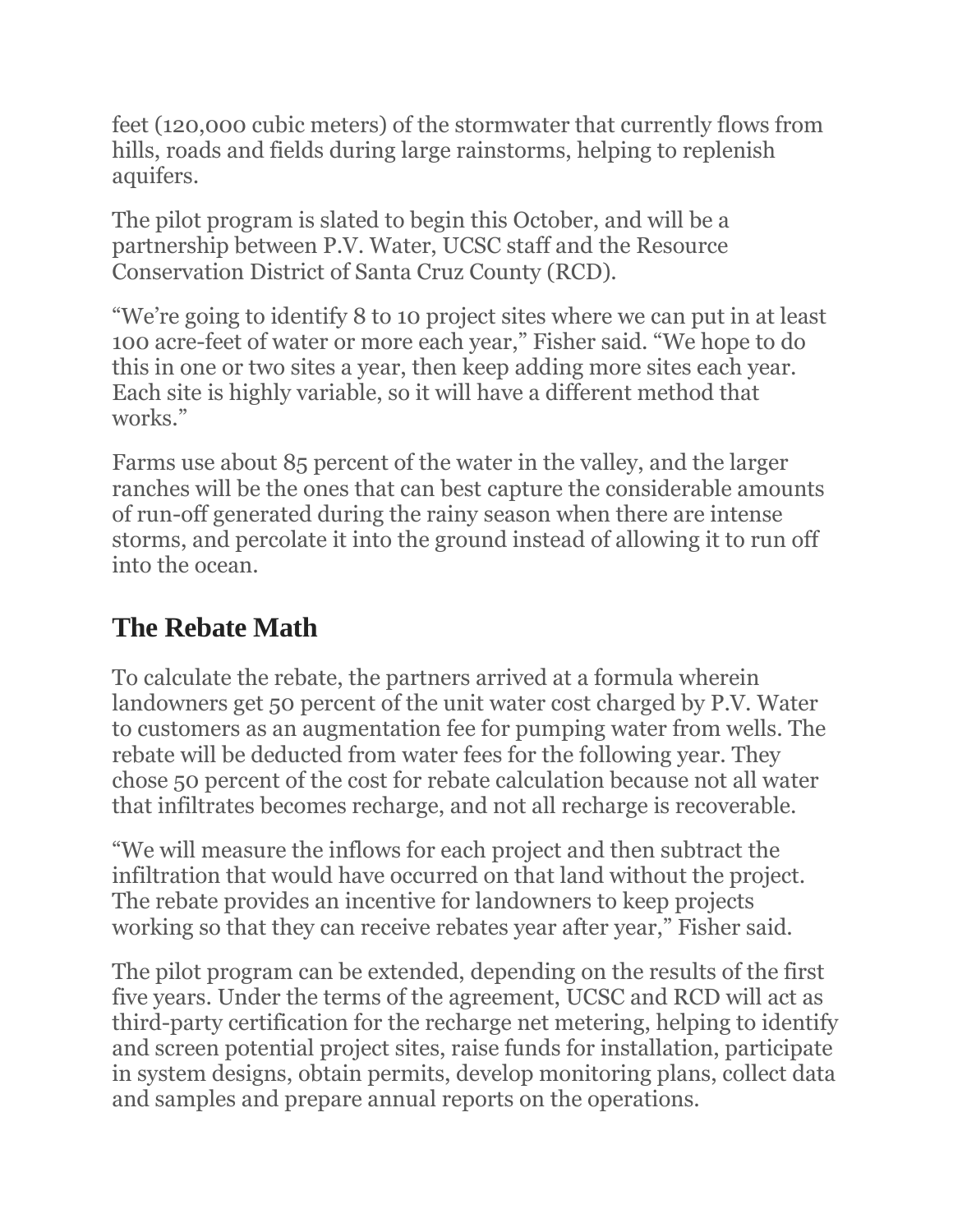feet (120,000 cubic meters) of the stormwater that currently flows from hills, roads and fields during large rainstorms, helping to replenish aquifers.

The pilot program is slated to begin this October, and will be a partnership between P.V. Water, UCSC staff and the Resource Conservation District of Santa Cruz County (RCD).

“We’re going to identify 8 to 10 project sites where we can put in at least 100 acre-feet of water or more each year,” Fisher said. “We hope to do this in one or two sites a year, then keep adding more sites each year. Each site is highly variable, so it will have a different method that works.”

Farms use about 85 percent of the water in the valley, and the larger ranches will be the ones that can best capture the considerable amounts of run-off generated during the rainy season when there are intense storms, and percolate it into the ground instead of allowing it to run off into the ocean.

## The Rebate Math

To calculate the rebate, the partners arrived at a formula wherein landowners get 50 percent of the unit water cost charged by P.V. Water to customers as an augmentation fee for pumping water from wells. The rebate will be deducted from water fees for the following year. They chose 50 percent of the cost for rebate calculation because not all water that infiltrates becomes recharge, and not all recharge is recoverable.

“We will measure the inflows for each project and then subtract the infiltration that would have occurred on that land without the project. The rebate provides an incentive for landowners to keep projects working so that they can receive rebates year after year,” Fisher said.

The pilot program can be extended, depending on the results of the first five years. Under the terms of the agreement, UCSC and RCD will act as third-party certification for the recharge net metering, helping to identify and screen potential project sites, raise funds for installation, participate in system designs, obtain permits, develop monitoring plans, collect data and samples and prepare annual reports on the operations.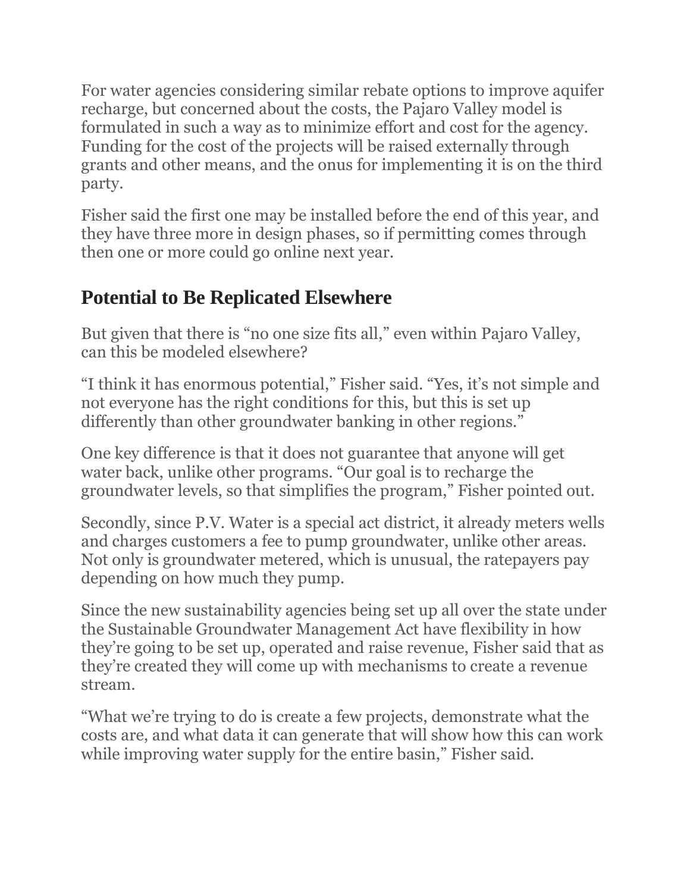For water agencies considering similar rebate options to improve aquifer recharge, but concerned about the costs, the Pajaro Valley model is formulated in such a way as to minimize effort and cost for the agency. Funding for the cost of the projects will be raised externally through grants and other means, and the onus for implementing it is on the third party.

Fisher said the first one may be installed before the end of this year, and they have three more in design phases, so if permitting comes through then one or more could go online next year.

## Potential to Be Replicated Elsewhere

But given that there is "no one size fits all," even within Pajaro Valley, can this be modeled elsewhere?

"I think it has enormous potential," Fisher said. "Yes, it's not simple and not everyone has the right conditions for this, but this is set up differently than other groundwater banking in other regions."

One key difference is that it does not guarantee that anyone will get water back, unlike other programs. "Our goal is to recharge the groundwater levels, so that simplifies the program," Fisher pointed out.

Secondly, since P.V. Water is a special act district, it already meters wells and charges customers a fee to pump groundwater, unlike other areas. Not only is groundwater metered, which is unusual, the ratepayers pay depending on how much they pump.

Since the new sustainability agencies being set up all over the state under the Sustainable Groundwater Management Act have flexibility in how they're going to be set up, operated and raise revenue, Fisher said that as they're created they will come up with mechanisms to create a revenue stream.

"What we're trying to do is create a few projects, demonstrate what the costs are, and what data it can generate that will show how this can work while improving water supply for the entire basin," Fisher said.